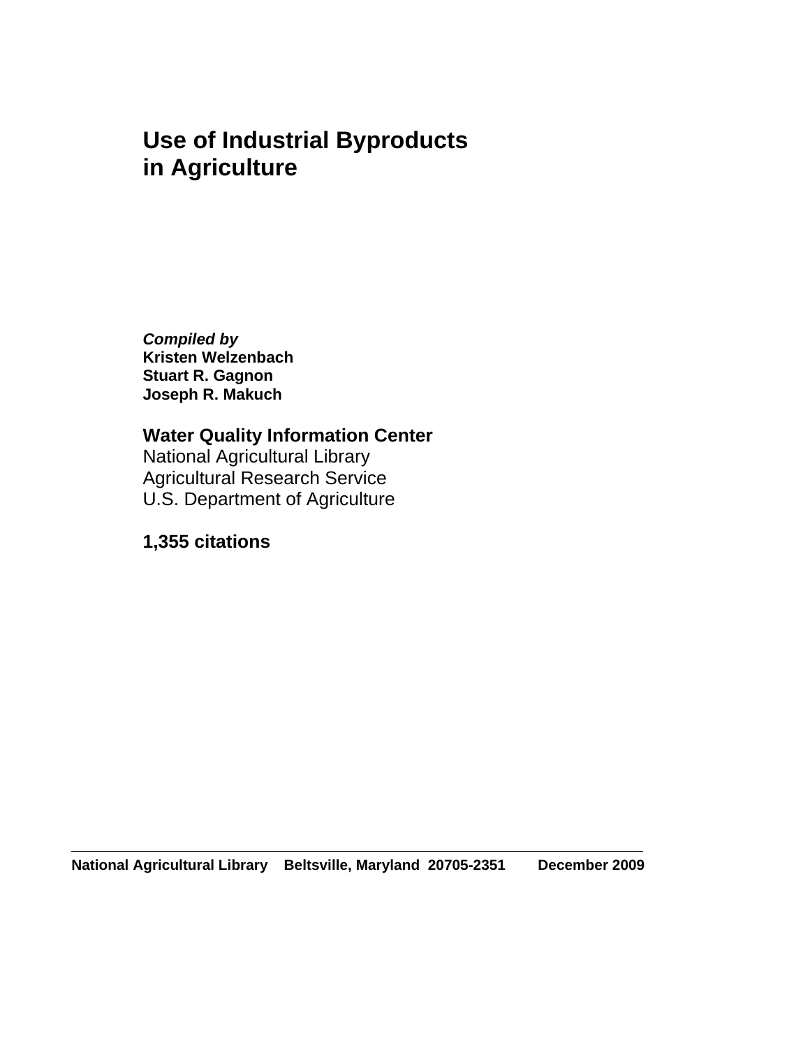# Use of Industrial Byproducts in Agriculture

***Compiled by***
**Kristen Welzenbach**
**Stuart R. Gagnon**
**Joseph R. Makuch**

**Water Quality Information Center**
National Agricultural Library
Agricultural Research Service
U.S. Department of Agriculture

**1,355 citations**

---

**National Agricultural Library Beltsville, Maryland 20705-2351 December 2009**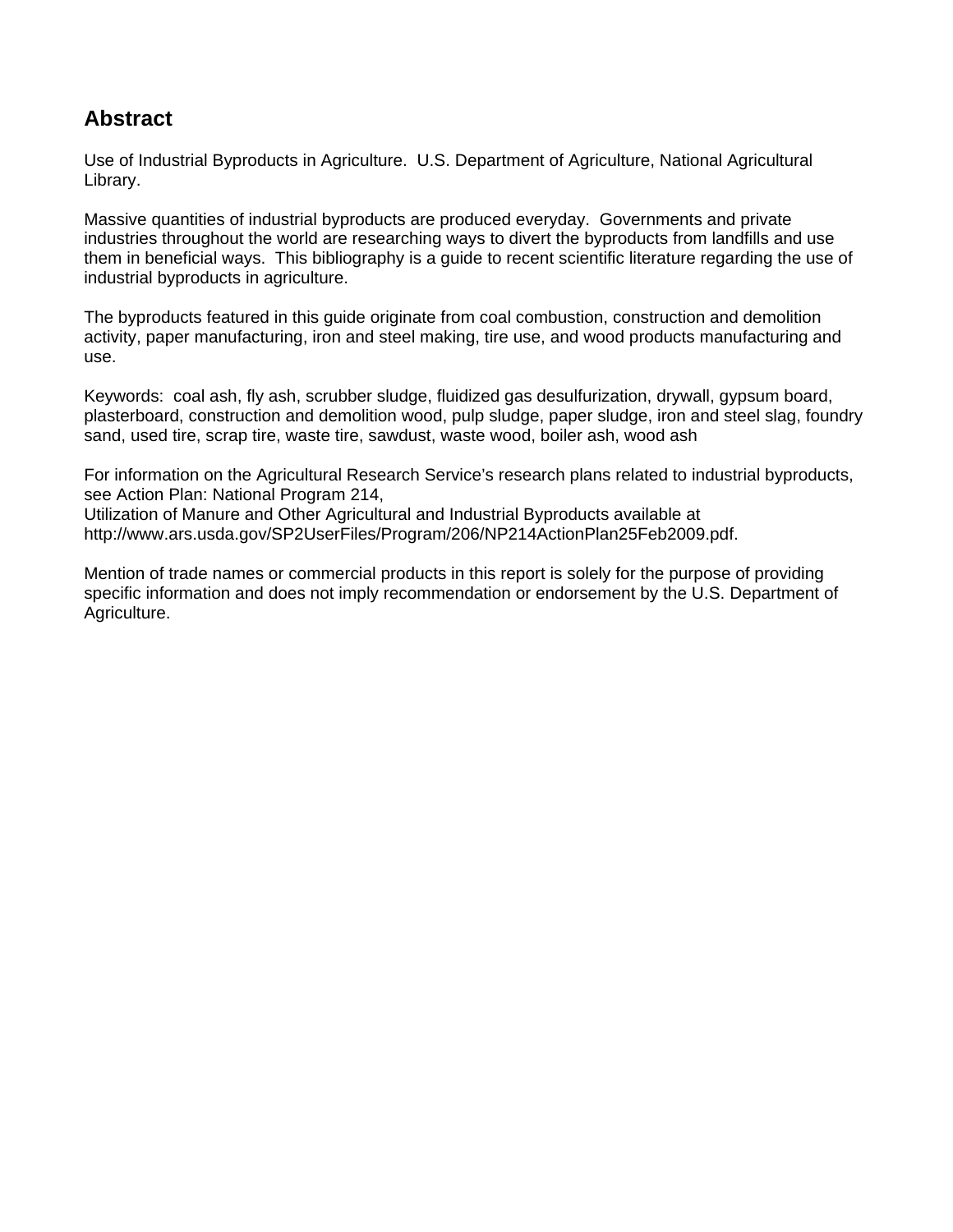## Abstract

Use of Industrial Byproducts in Agriculture. U.S. Department of Agriculture, National Agricultural Library.

Massive quantities of industrial byproducts are produced everyday. Governments and private industries throughout the world are researching ways to divert the byproducts from landfills and use them in beneficial ways. This bibliography is a guide to recent scientific literature regarding the use of industrial byproducts in agriculture.

The byproducts featured in this guide originate from coal combustion, construction and demolition activity, paper manufacturing, iron and steel making, tire use, and wood products manufacturing and use.

Keywords: coal ash, fly ash, scrubber sludge, fluidized gas desulfurization, drywall, gypsum board, plasterboard, construction and demolition wood, pulp sludge, paper sludge, iron and steel slag, foundry sand, used tire, scrap tire, waste tire, sawdust, waste wood, boiler ash, wood ash

For information on the Agricultural Research Service's research plans related to industrial byproducts, see Action Plan: National Program 214,
Utilization of Manure and Other Agricultural and Industrial Byproducts available at
http://www.ars.usda.gov/SP2UserFiles/Program/206/NP214ActionPlan25Feb2009.pdf.

Mention of trade names or commercial products in this report is solely for the purpose of providing specific information and does not imply recommendation or endorsement by the U.S. Department of Agriculture.